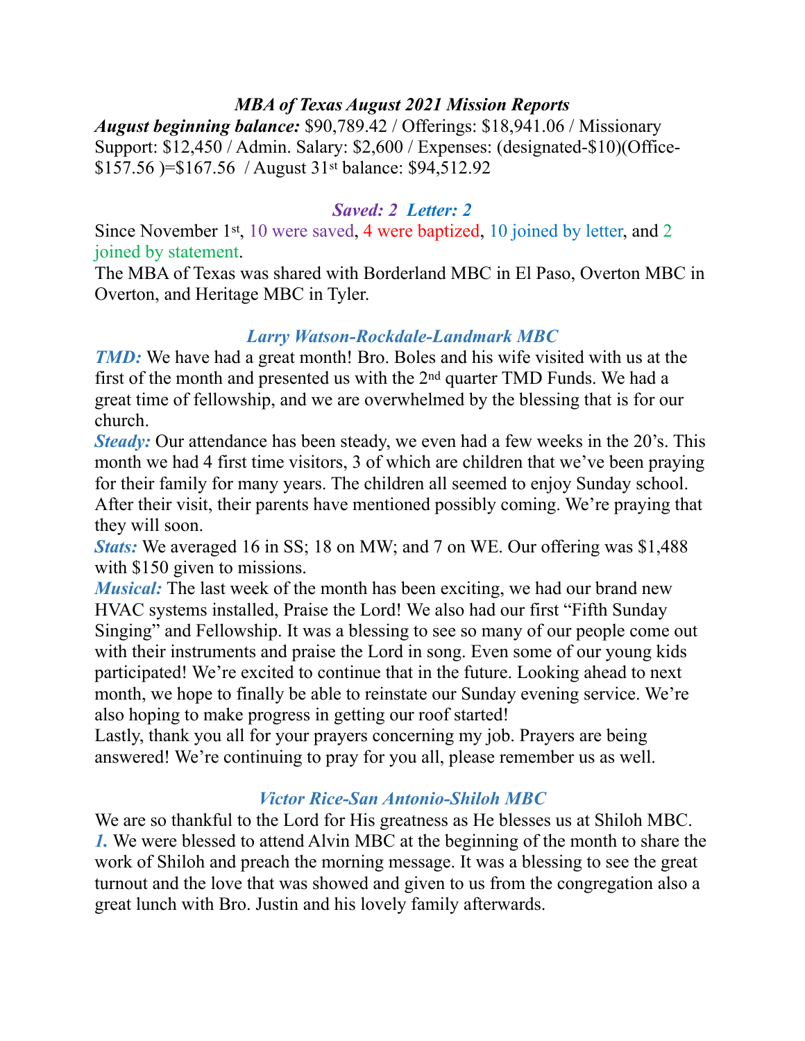### *MBA of Texas August 2021 Mission Reports*

***August beginning balance:*** $90,789.42 / Offerings: $18,941.06 / Missionary Support: $12,450 / Admin. Salary: $2,600 / Expenses: (designated-$10)(Office-$157.56 )=$167.56 / August 31st balance: $94,512.92

### *Saved: 2 Letter: 2*

Since November 1st, 10 were saved, 4 were baptized, 10 joined by letter, and 2 joined by statement.

The MBA of Texas was shared with Borderland MBC in El Paso, Overton MBC in Overton, and Heritage MBC in Tyler.

### *Larry Watson-Rockdale-Landmark MBC*

***TMD:*** We have had a great month! Bro. Boles and his wife visited with us at the first of the month and presented us with the 2nd quarter TMD Funds. We had a great time of fellowship, and we are overwhelmed by the blessing that is for our church.

***Steady:*** Our attendance has been steady, we even had a few weeks in the 20's. This month we had 4 first time visitors, 3 of which are children that we've been praying for their family for many years. The children all seemed to enjoy Sunday school. After their visit, their parents have mentioned possibly coming. We're praying that they will soon.

***Stats:*** We averaged 16 in SS; 18 on MW; and 7 on WE. Our offering was $1,488 with $150 given to missions.

***Musical:*** The last week of the month has been exciting, we had our brand new HVAC systems installed, Praise the Lord! We also had our first "Fifth Sunday Singing" and Fellowship. It was a blessing to see so many of our people come out with their instruments and praise the Lord in song. Even some of our young kids participated! We're excited to continue that in the future. Looking ahead to next month, we hope to finally be able to reinstate our Sunday evening service. We're also hoping to make progress in getting our roof started!

Lastly, thank you all for your prayers concerning my job. Prayers are being answered! We're continuing to pray for you all, please remember us as well.

### *Victor Rice-San Antonio-Shiloh MBC*

We are so thankful to the Lord for His greatness as He blesses us at Shiloh MBC.

***1.*** We were blessed to attend Alvin MBC at the beginning of the month to share the work of Shiloh and preach the morning message. It was a blessing to see the great turnout and the love that was showed and given to us from the congregation also a great lunch with Bro. Justin and his lovely family afterwards.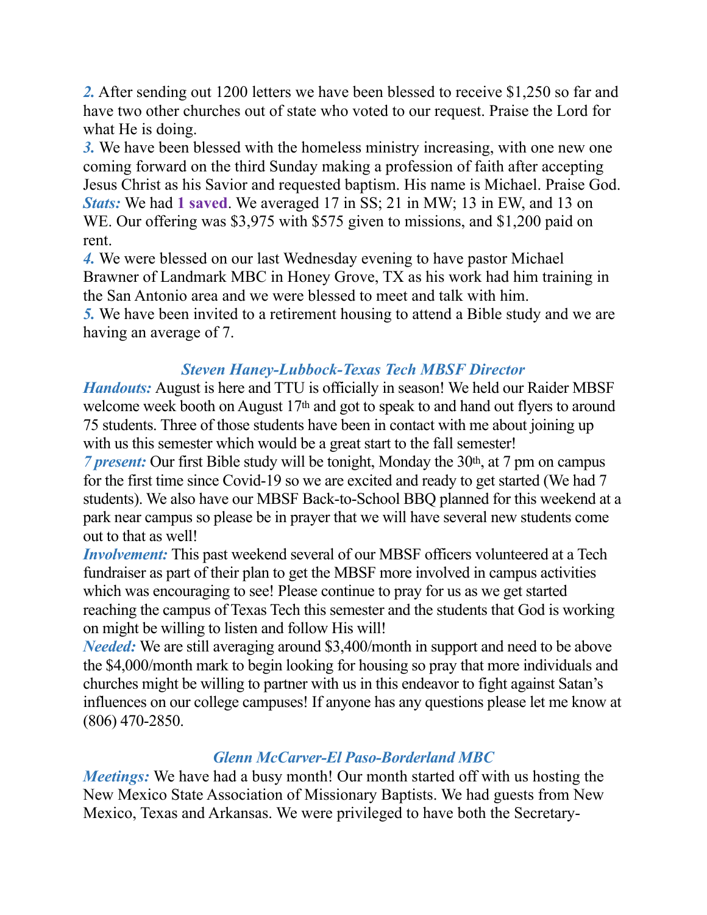***2.*** After sending out 1200 letters we have been blessed to receive $1,250 so far and have two other churches out of state who voted to our request. Praise the Lord for what He is doing.

***3.*** We have been blessed with the homeless ministry increasing, with one new one coming forward on the third Sunday making a profession of faith after accepting Jesus Christ as his Savior and requested baptism. His name is Michael. Praise God.

***Stats:*** We had **1 saved**. We averaged 17 in SS; 21 in MW; 13 in EW, and 13 on WE. Our offering was $3,975 with $575 given to missions, and $1,200 paid on rent.

***4.*** We were blessed on our last Wednesday evening to have pastor Michael Brawner of Landmark MBC in Honey Grove, TX as his work had him training in the San Antonio area and we were blessed to meet and talk with him.

***5.*** We have been invited to a retirement housing to attend a Bible study and we are having an average of 7.

### *Steven Haney-Lubbock-Texas Tech MBSF Director*

***Handouts:*** August is here and TTU is officially in season! We held our Raider MBSF welcome week booth on August 17th and got to speak to and hand out flyers to around 75 students. Three of those students have been in contact with me about joining up with us this semester which would be a great start to the fall semester!

***7 present:*** Our first Bible study will be tonight, Monday the 30th, at 7 pm on campus for the first time since Covid-19 so we are excited and ready to get started (We had 7 students). We also have our MBSF Back-to-School BBQ planned for this weekend at a park near campus so please be in prayer that we will have several new students come out to that as well!

***Involvement:*** This past weekend several of our MBSF officers volunteered at a Tech fundraiser as part of their plan to get the MBSF more involved in campus activities which was encouraging to see! Please continue to pray for us as we get started reaching the campus of Texas Tech this semester and the students that God is working on might be willing to listen and follow His will!

***Needed:*** We are still averaging around $3,400/month in support and need to be above the $4,000/month mark to begin looking for housing so pray that more individuals and churches might be willing to partner with us in this endeavor to fight against Satan's influences on our college campuses! If anyone has any questions please let me know at (806) 470-2850.

### *Glenn McCarver-El Paso-Borderland MBC*

***Meetings:*** We have had a busy month! Our month started off with us hosting the New Mexico State Association of Missionary Baptists. We had guests from New Mexico, Texas and Arkansas. We were privileged to have both the Secretary-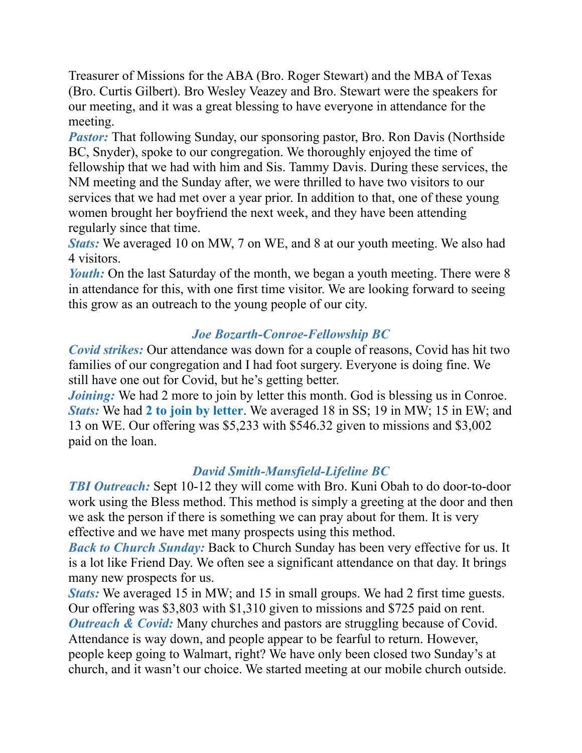Treasurer of Missions for the ABA (Bro. Roger Stewart) and the MBA of Texas (Bro. Curtis Gilbert). Bro Wesley Veazey and Bro. Stewart were the speakers for our meeting, and it was a great blessing to have everyone in attendance for the meeting.

***Pastor:*** That following Sunday, our sponsoring pastor, Bro. Ron Davis (Northside BC, Snyder), spoke to our congregation. We thoroughly enjoyed the time of fellowship that we had with him and Sis. Tammy Davis. During these services, the NM meeting and the Sunday after, we were thrilled to have two visitors to our services that we had met over a year prior. In addition to that, one of these young women brought her boyfriend the next week, and they have been attending regularly since that time.

***Stats:*** We averaged 10 on MW, 7 on WE, and 8 at our youth meeting. We also had 4 visitors.

***Youth:*** On the last Saturday of the month, we began a youth meeting. There were 8 in attendance for this, with one first time visitor. We are looking forward to seeing this grow as an outreach to the young people of our city.

### *Joe Bozarth-Conroe-Fellowship BC*

***Covid strikes:*** Our attendance was down for a couple of reasons, Covid has hit two families of our congregation and I had foot surgery. Everyone is doing fine. We still have one out for Covid, but he's getting better.

***Joining:*** We had 2 more to join by letter this month. God is blessing us in Conroe.

***Stats:*** We had **2 to join by letter**. We averaged 18 in SS; 19 in MW; 15 in EW; and 13 on WE. Our offering was $5,233 with $546.32 given to missions and $3,002 paid on the loan.

### *David Smith-Mansfield-Lifeline BC*

***TBI Outreach:*** Sept 10-12 they will come with Bro. Kuni Obah to do door-to-door work using the Bless method. This method is simply a greeting at the door and then we ask the person if there is something we can pray about for them. It is very effective and we have met many prospects using this method.

***Back to Church Sunday:*** Back to Church Sunday has been very effective for us. It is a lot like Friend Day. We often see a significant attendance on that day. It brings many new prospects for us.

***Stats:*** We averaged 15 in MW; and 15 in small groups. We had 2 first time guests. Our offering was $3,803 with $1,310 given to missions and $725 paid on rent.

***Outreach & Covid:*** Many churches and pastors are struggling because of Covid. Attendance is way down, and people appear to be fearful to return. However, people keep going to Walmart, right? We have only been closed two Sunday's at church, and it wasn't our choice. We started meeting at our mobile church outside.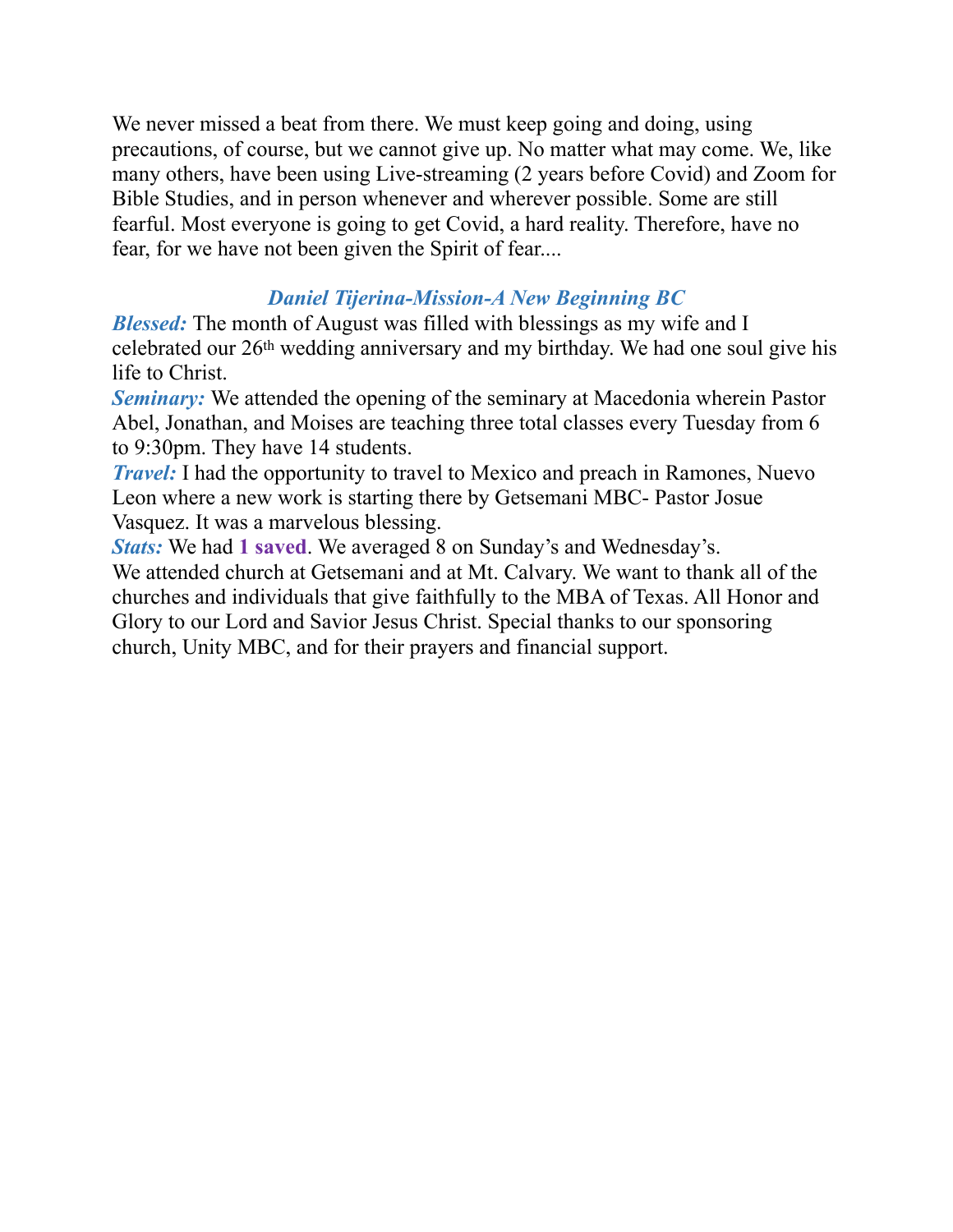We never missed a beat from there. We must keep going and doing, using precautions, of course, but we cannot give up. No matter what may come. We, like many others, have been using Live-streaming (2 years before Covid) and Zoom for Bible Studies, and in person whenever and wherever possible. Some are still fearful. Most everyone is going to get Covid, a hard reality. Therefore, have no fear, for we have not been given the Spirit of fear....

### *Daniel Tijerina-Mission-A New Beginning BC*

***Blessed:*** The month of August was filled with blessings as my wife and I celebrated our 26th wedding anniversary and my birthday. We had one soul give his life to Christ.

***Seminary:*** We attended the opening of the seminary at Macedonia wherein Pastor Abel, Jonathan, and Moises are teaching three total classes every Tuesday from 6 to 9:30pm. They have 14 students.

***Travel:*** I had the opportunity to travel to Mexico and preach in Ramones, Nuevo Leon where a new work is starting there by Getsemani MBC- Pastor Josue Vasquez. It was a marvelous blessing.

***Stats:*** We had **1 saved**. We averaged 8 on Sunday's and Wednesday's.

We attended church at Getsemani and at Mt. Calvary. We want to thank all of the churches and individuals that give faithfully to the MBA of Texas. All Honor and Glory to our Lord and Savior Jesus Christ. Special thanks to our sponsoring church, Unity MBC, and for their prayers and financial support.